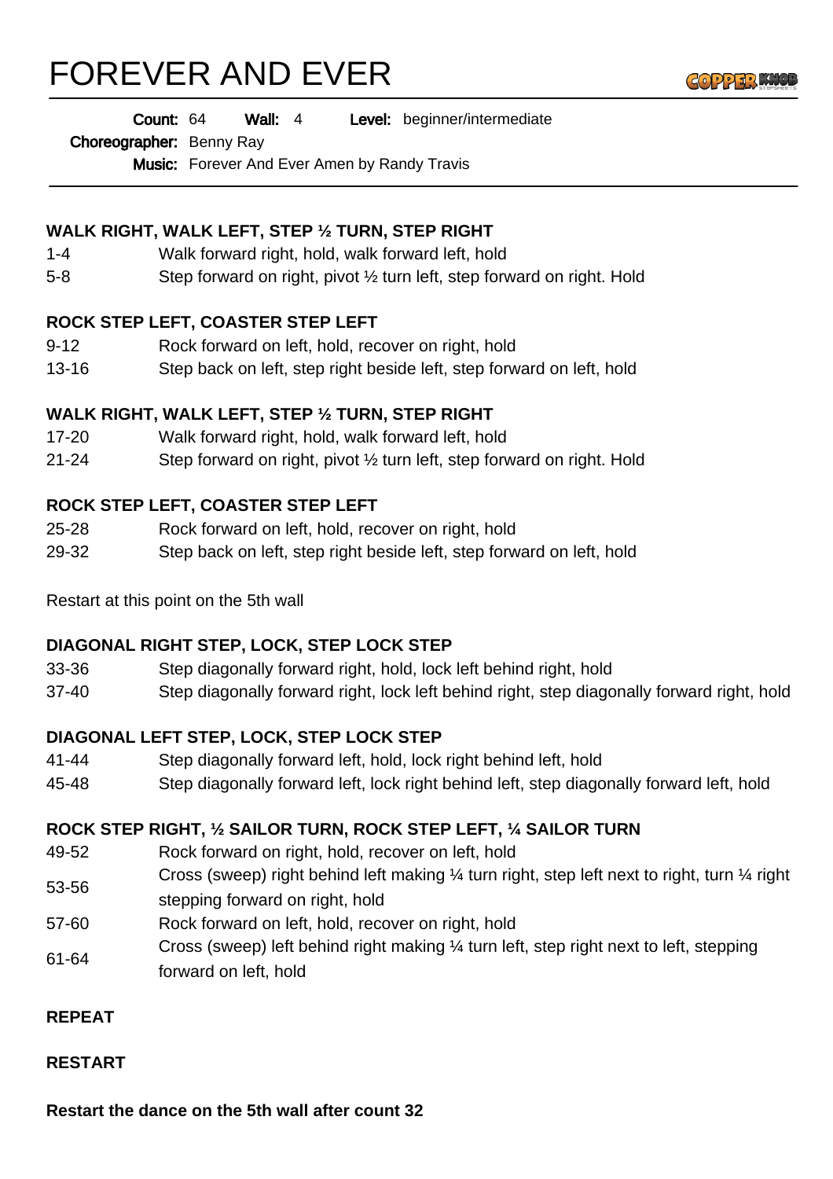# FOREVER AND EVER

**Count:** 64 **Wall:** 4 **Level:** beginner/intermediate

**Choreographer:** Benny Ray

**Music:** Forever And Ever Amen by Randy Travis

---

### WALK RIGHT, WALK LEFT, STEP ½ TURN, STEP RIGHT

| | |
|---|---|
| 1-4 | Walk forward right, hold, walk forward left, hold |
| 5-8 | Step forward on right, pivot ½ turn left, step forward on right. Hold |

### ROCK STEP LEFT, COASTER STEP LEFT

| | |
|---|---|
| 9-12 | Rock forward on left, hold, recover on right, hold |
| 13-16 | Step back on left, step right beside left, step forward on left, hold |

### WALK RIGHT, WALK LEFT, STEP ½ TURN, STEP RIGHT

| | |
|---|---|
| 17-20 | Walk forward right, hold, walk forward left, hold |
| 21-24 | Step forward on right, pivot ½ turn left, step forward on right. Hold |

### ROCK STEP LEFT, COASTER STEP LEFT

| | |
|---|---|
| 25-28 | Rock forward on left, hold, recover on right, hold |
| 29-32 | Step back on left, step right beside left, step forward on left, hold |

Restart at this point on the 5th wall

### DIAGONAL RIGHT STEP, LOCK, STEP LOCK STEP

| | |
|---|---|
| 33-36 | Step diagonally forward right, hold, lock left behind right, hold |
| 37-40 | Step diagonally forward right, lock left behind right, step diagonally forward right, hold |

### DIAGONAL LEFT STEP, LOCK, STEP LOCK STEP

| | |
|---|---|
| 41-44 | Step diagonally forward left, hold, lock right behind left, hold |
| 45-48 | Step diagonally forward left, lock right behind left, step diagonally forward left, hold |

### ROCK STEP RIGHT, ½ SAILOR TURN, ROCK STEP LEFT, ¼ SAILOR TURN

| | |
|---|---|
| 49-52 | Rock forward on right, hold, recover on left, hold |
| 53-56 | Cross (sweep) right behind left making ¼ turn right, step left next to right, turn ¼ right stepping forward on right, hold |
| 57-60 | Rock forward on left, hold, recover on right, hold |
| 61-64 | Cross (sweep) left behind right making ¼ turn left, step right next to left, stepping forward on left, hold |

**REPEAT**

**RESTART**

**Restart the dance on the 5th wall after count 32**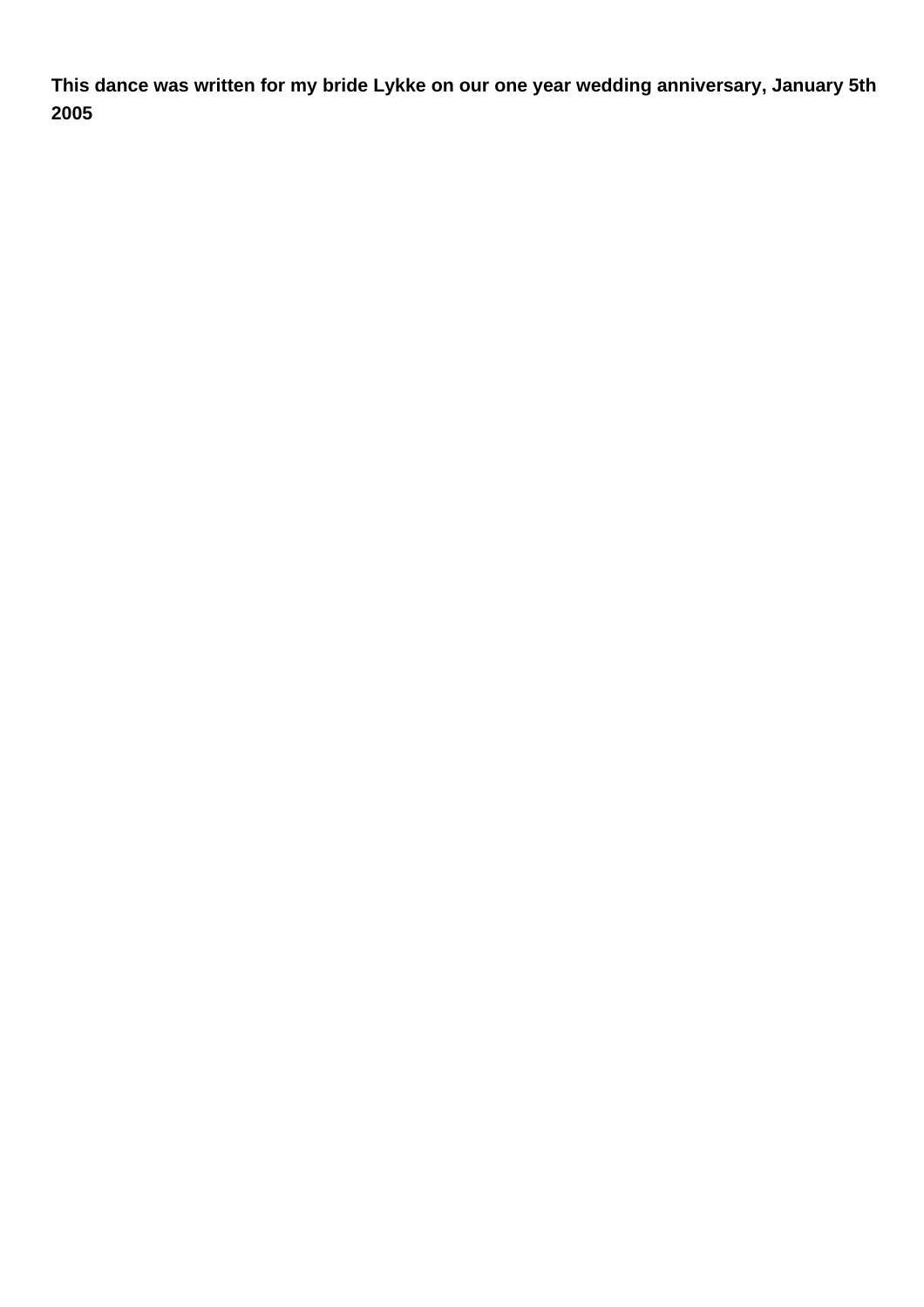**This dance was written for my bride Lykke on our one year wedding anniversary, January 5th 2005**